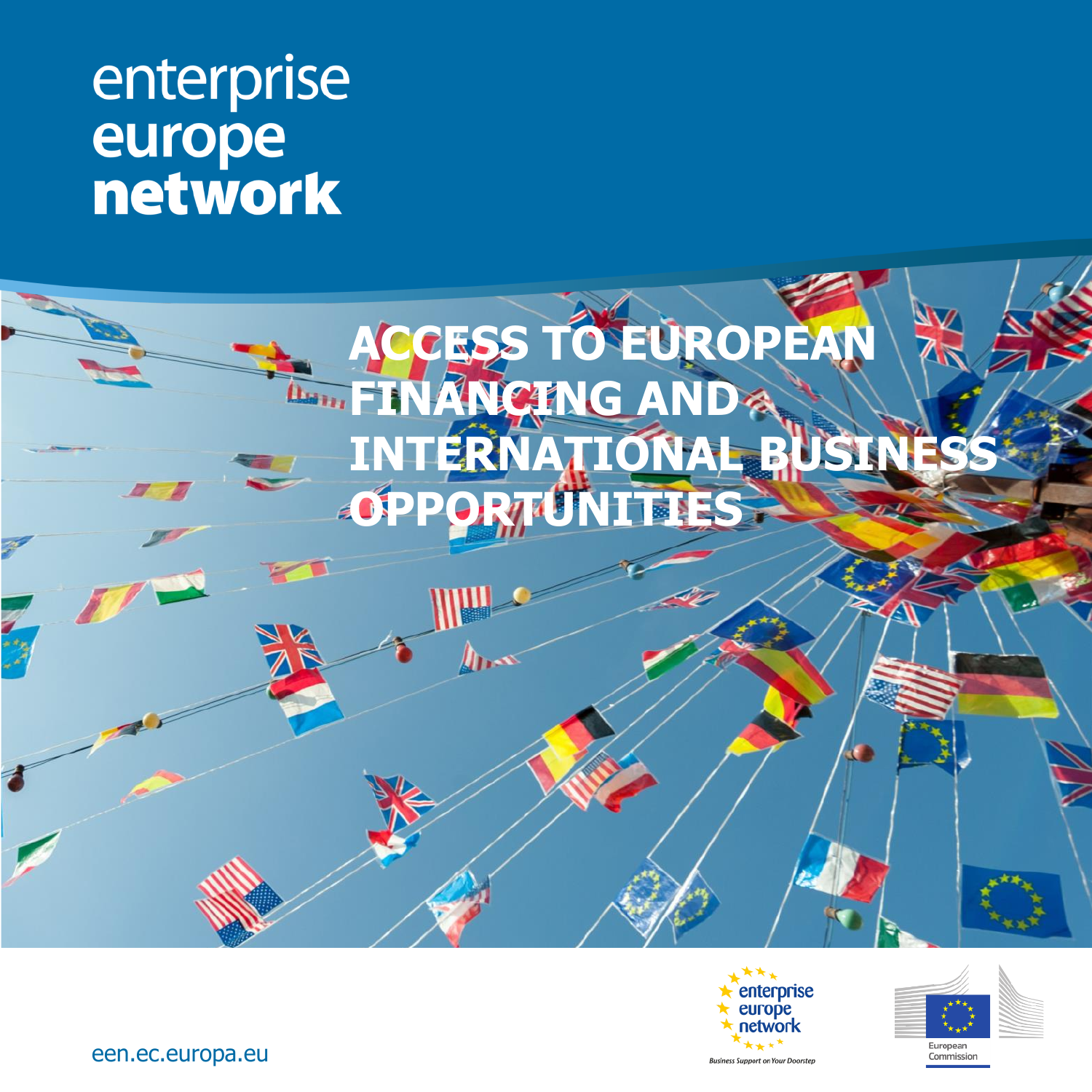enterprise
europe
**network**

# ACCESS TO EUROPEAN FINANCING AND INTERNATIONAL BUSINESS OPPORTUNITIES

enterprise europe network

*Business Support on Your Doorstep*

European Commission

een.ec.europa.eu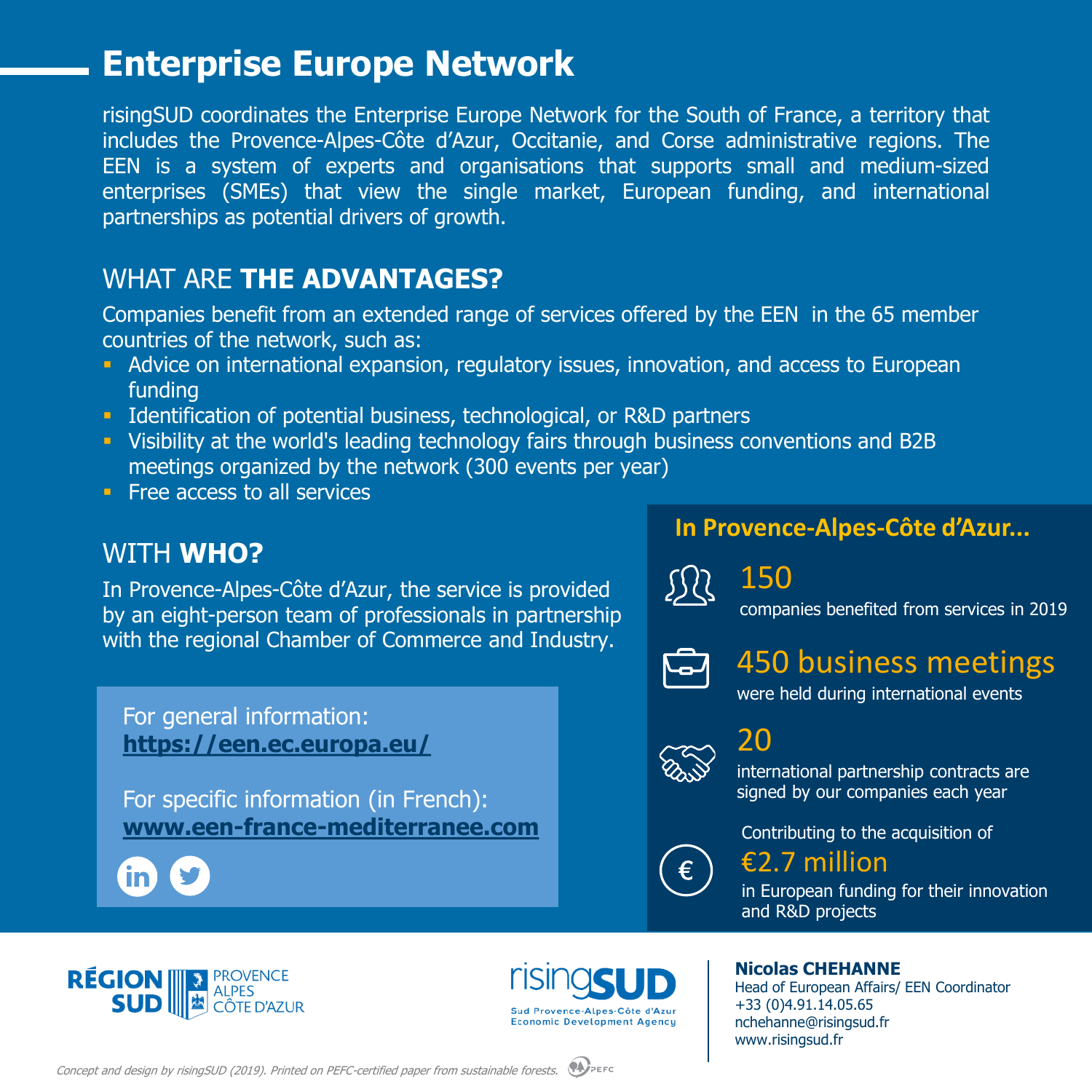# Enterprise Europe Network

risingSUD coordinates the Enterprise Europe Network for the South of France, a territory that includes the Provence-Alpes-Côte d'Azur, Occitanie, and Corse administrative regions. The EEN is a system of experts and organisations that supports small and medium-sized enterprises (SMEs) that view the single market, European funding, and international partnerships as potential drivers of growth.

## WHAT ARE **THE ADVANTAGES?**

Companies benefit from an extended range of services offered by the EEN in the 65 member countries of the network, such as:

- Advice on international expansion, regulatory issues, innovation, and access to European funding
- Identification of potential business, technological, or R&D partners
- Visibility at the world's leading technology fairs through business conventions and B2B meetings organized by the network (300 events per year)
- Free access to all services

## WITH **WHO?**

In Provence-Alpes-Côte d'Azur, the service is provided by an eight-person team of professionals in partnership with the regional Chamber of Commerce and Industry.

For general information:
**https://een.ec.europa.eu/**

For specific information (in French):
**www.een-france-mediterranee.com**

### In Provence-Alpes-Côte d'Azur...

150
companies benefited from services in 2019

450 business meetings
were held during international events

20
international partnership contracts are signed by our companies each year

Contributing to the acquisition of
€2.7 million
in European funding for their innovation and R&D projects

RÉGION SUD PROVENCE ALPES CÔTE D'AZUR

risingSUD
Sud Provence-Alpes-Côte d'Azur Economic Development Agency

**Nicolas CHEHANNE**
Head of European Affairs/ EEN Coordinator
+33 (0)4.91.14.05.65
nchehanne@risingsud.fr
www.risingsud.fr

*Concept and design by risingSUD (2019). Printed on PEFC-certified paper from sustainable forests.*